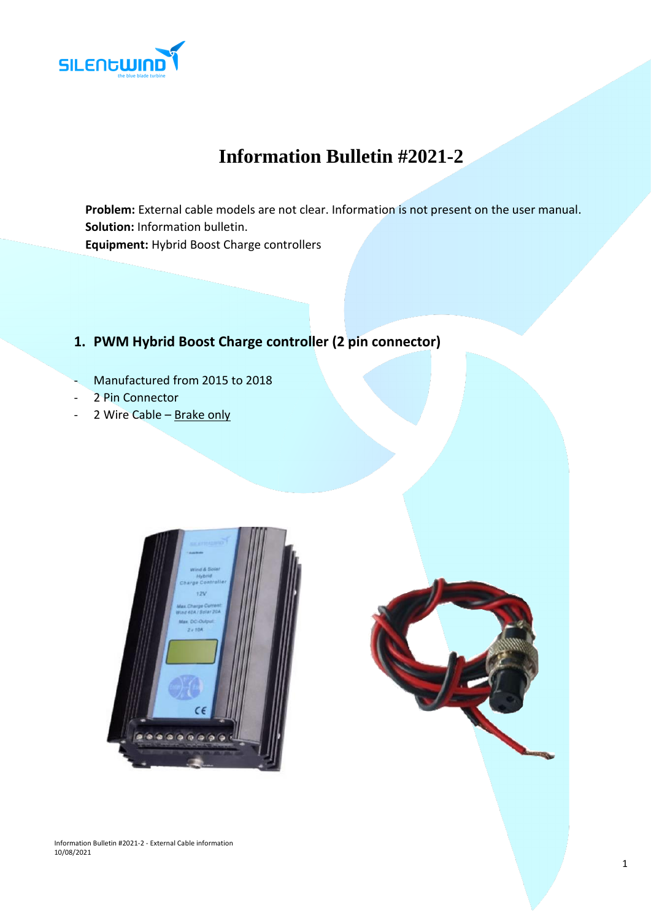# Information Bulletin #2021-2

**Problem:** External cable models are not clear. Information is not present on the user manual.
**Solution:** Information bulletin.
**Equipment:** Hybrid Boost Charge controllers

## 1. PWM Hybrid Boost Charge controller (2 pin connector)

- Manufactured from 2015 to 2018
- 2 Pin Connector
- 2 Wire Cable – Brake only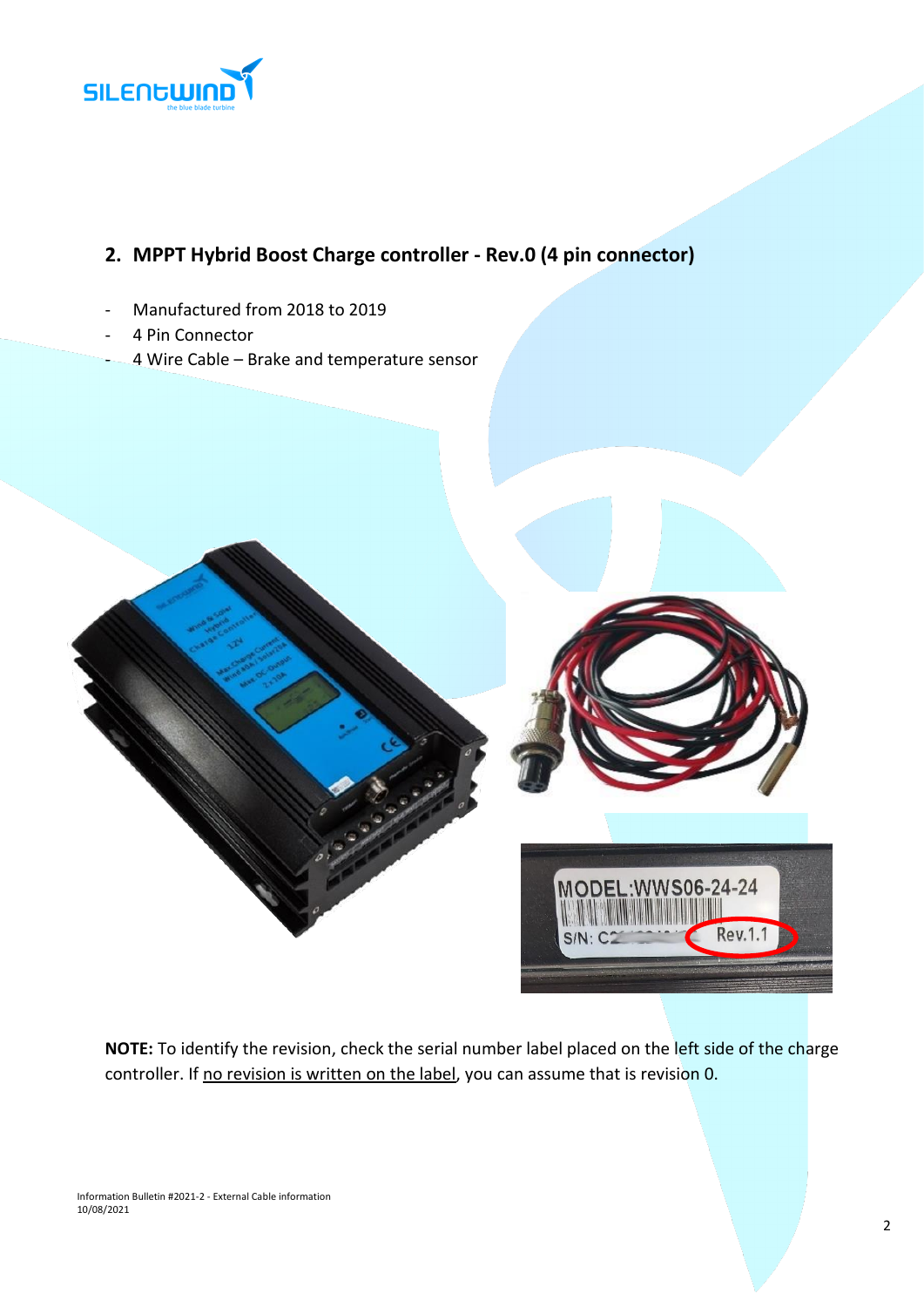## 2. MPPT Hybrid Boost Charge controller - Rev.0 (4 pin connector)

- Manufactured from 2018 to 2019
- 4 Pin Connector
- 4 Wire Cable – Brake and temperature sensor

**NOTE:** To identify the revision, check the serial number label placed on the left side of the charge controller. If no revision is written on the label, you can assume that is revision 0.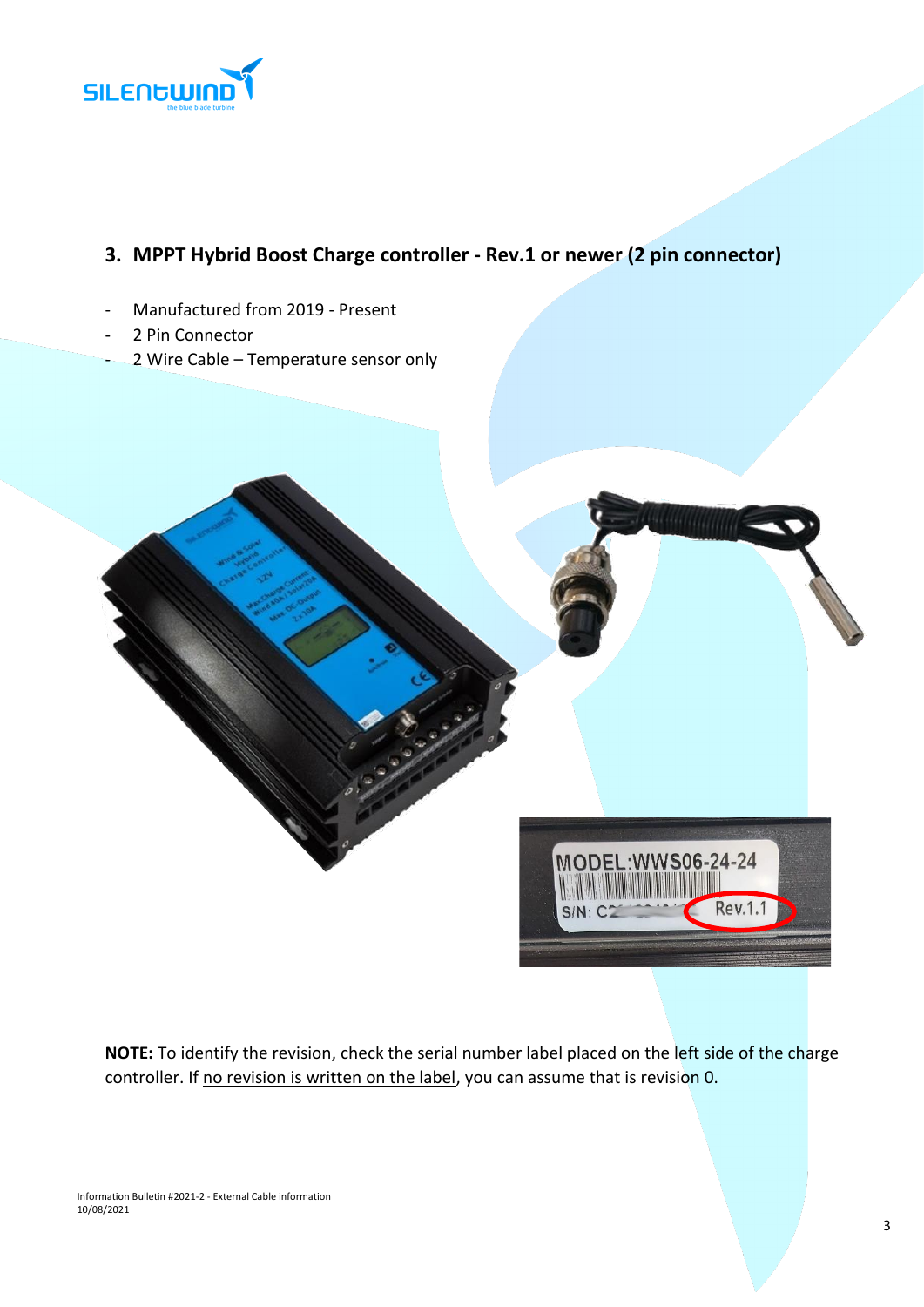## 3. MPPT Hybrid Boost Charge controller - Rev.1 or newer (2 pin connector)

- Manufactured from 2019 - Present
- 2 Pin Connector
- 2 Wire Cable – Temperature sensor only

**NOTE:** To identify the revision, check the serial number label placed on the left side of the charge controller. If no revision is written on the label, you can assume that is revision 0.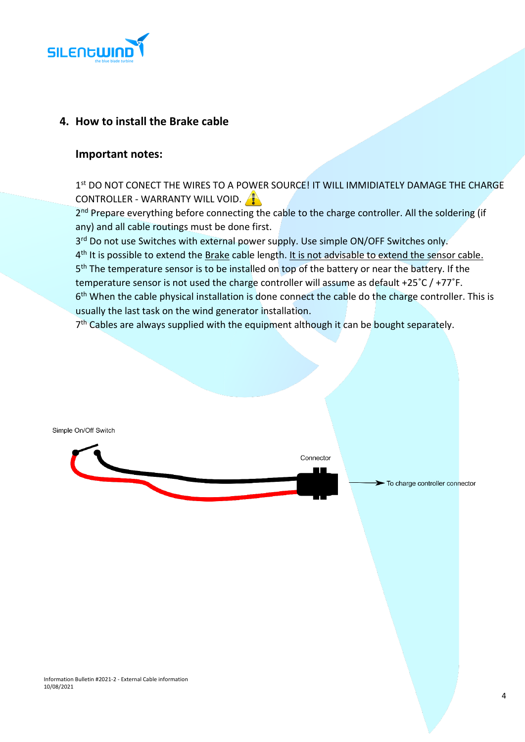## 4. How to install the Brake cable

### Important notes:

1st DO NOT CONECT THE WIRES TO A POWER SOURCE! IT WILL IMMIDIATELY DAMAGE THE CHARGE CONTROLLER - WARRANTY WILL VOID. ⚠

2nd Prepare everything before connecting the cable to the charge controller. All the soldering (if any) and all cable routings must be done first.

3rd Do not use Switches with external power supply. Use simple ON/OFF Switches only.

4th It is possible to extend the Brake cable length. It is not advisable to extend the sensor cable.

5th The temperature sensor is to be installed on top of the battery or near the battery. If the temperature sensor is not used the charge controller will assume as default +25˚C / +77˚F.

6th When the cable physical installation is done connect the cable do the charge controller. This is usually the last task on the wind generator installation.

7th Cables are always supplied with the equipment although it can be bought separately.

Simple On/Off Switch

Connector

To charge controller connector

Information Bulletin #2021-2 - External Cable information
10/08/2021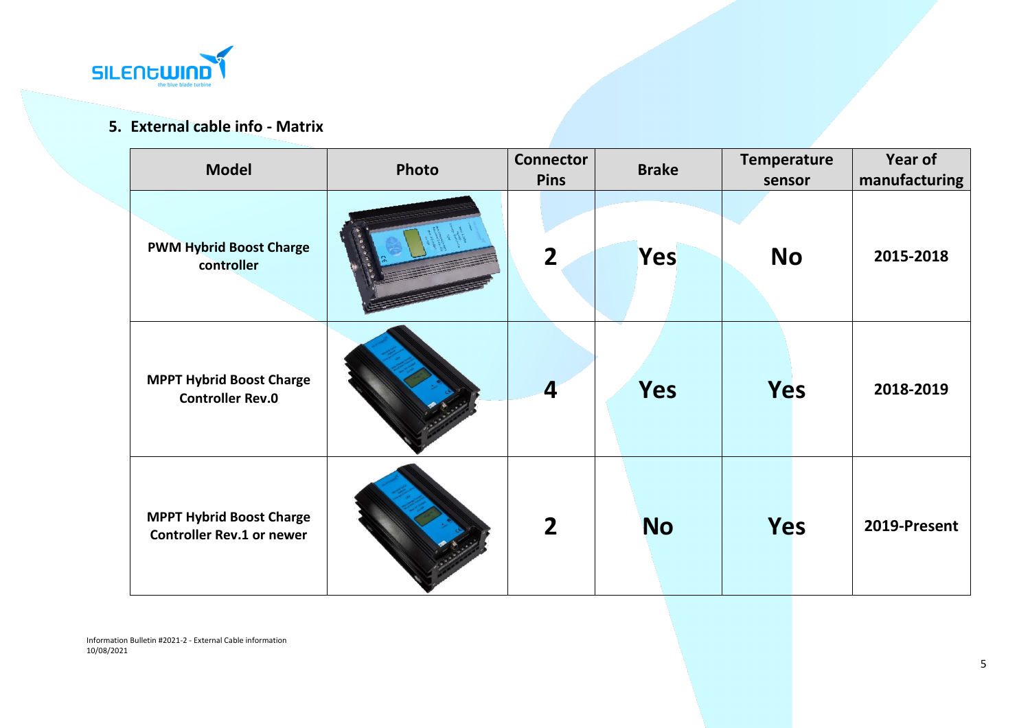## 5. External cable info - Matrix

| Model | Photo | Connector Pins | Brake | Temperature sensor | Year of manufacturing |
|---|---|---|---|---|---|
| **PWM Hybrid Boost Charge controller** | | **2** | **Yes** | **No** | **2015-2018** |
| **MPPT Hybrid Boost Charge Controller Rev.0** | | **4** | **Yes** | **Yes** | **2018-2019** |
| **MPPT Hybrid Boost Charge Controller Rev.1 or newer** | | **2** | **No** | **Yes** | **2019-Present** |